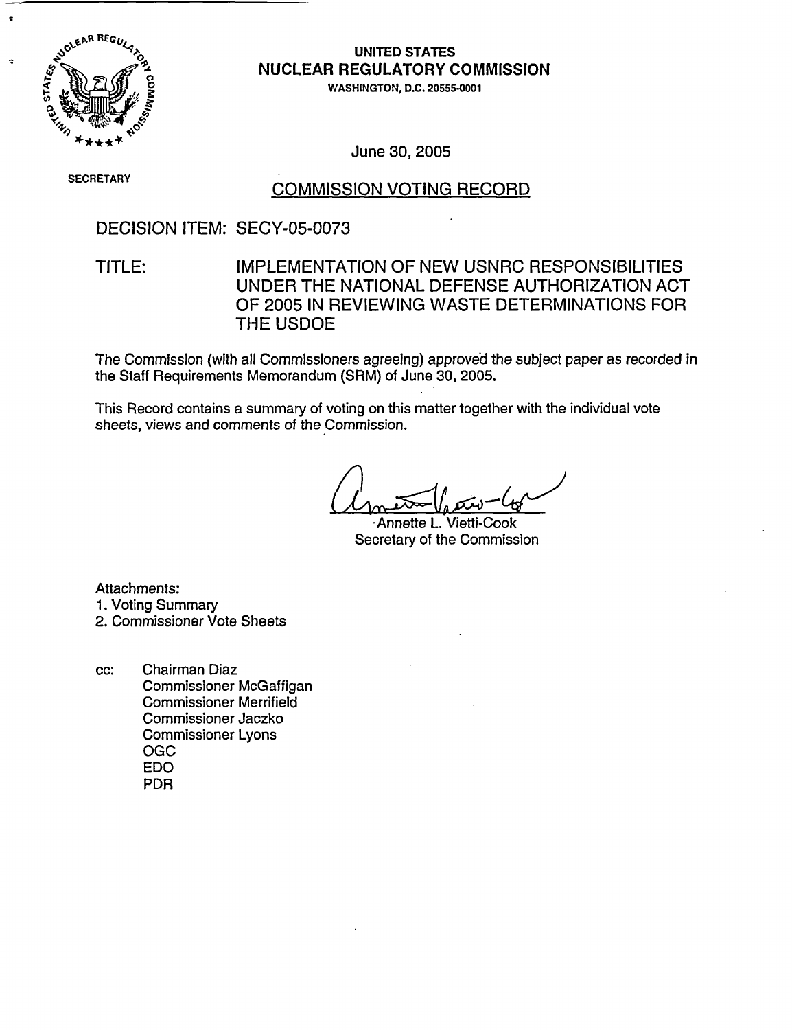**UNITED STATES**
**NUCLEAR REGULATORY COMMISSION**
WASHINGTON, D.C. 20555-0001

June 30, 2005

SECRETARY

## COMMISSION VOTING RECORD

DECISION ITEM: SECY-05-0073

TITLE: IMPLEMENTATION OF NEW USNRC RESPONSIBILITIES UNDER THE NATIONAL DEFENSE AUTHORIZATION ACT OF 2005 IN REVIEWING WASTE DETERMINATIONS FOR THE USDOE

The Commission (with all Commissioners agreeing) approved the subject paper as recorded in the Staff Requirements Memorandum (SRM) of June 30, 2005.

This Record contains a summary of voting on this matter together with the individual vote sheets, views and comments of the Commission.

Annette L. Vietti-Cook
Secretary of the Commission

Attachments:
1. Voting Summary
2. Commissioner Vote Sheets

cc: Chairman Diaz
Commissioner McGaffigan
Commissioner Merrifield
Commissioner Jaczko
Commissioner Lyons
OGC
EDO
PDR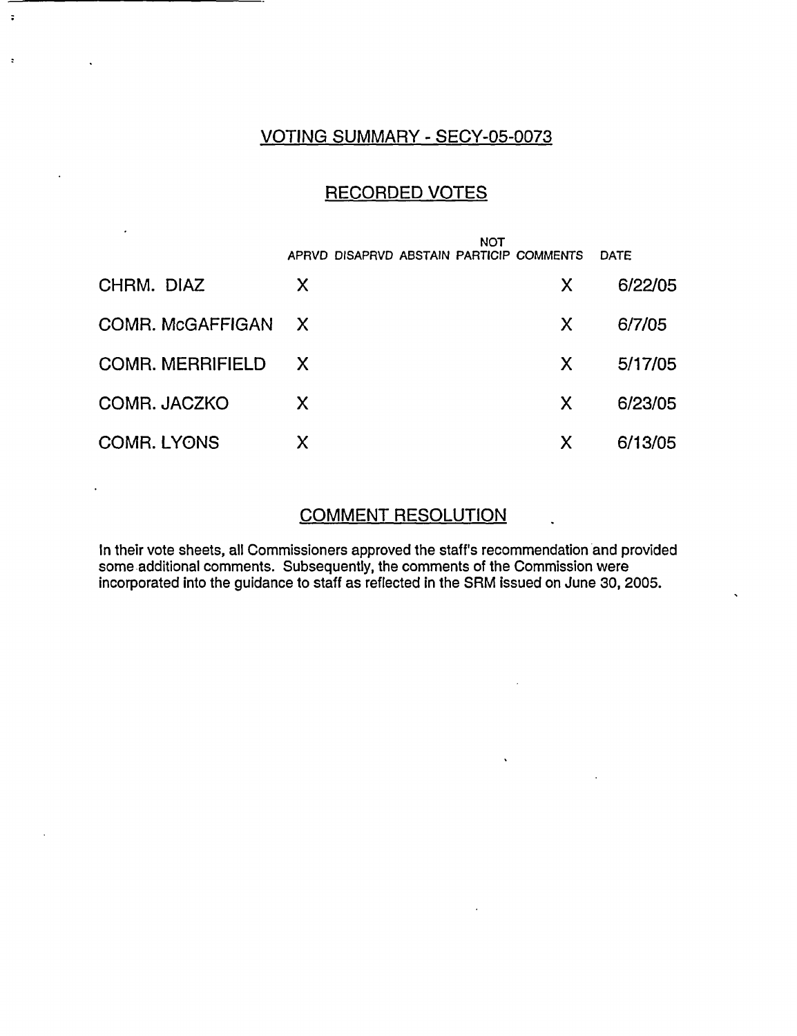## VOTING SUMMARY - SECY-05-0073

## RECORDED VOTES

| | APRVD | DISAPRVD | ABSTAIN | NOT PARTICIP | COMMENTS | DATE |
|---|---|---|---|---|---|---|
| CHRM. DIAZ | X | | | | X | 6/22/05 |
| COMR. McGAFFIGAN | X | | | | X | 6/7/05 |
| COMR. MERRIFIELD | X | | | | X | 5/17/05 |
| COMR. JACZKO | X | | | | X | 6/23/05 |
| COMR. LYONS | X | | | | X | 6/13/05 |

## COMMENT RESOLUTION

In their vote sheets, all Commissioners approved the staff's recommendation and provided some additional comments. Subsequently, the comments of the Commission were incorporated into the guidance to staff as reflected in the SRM issued on June 30, 2005.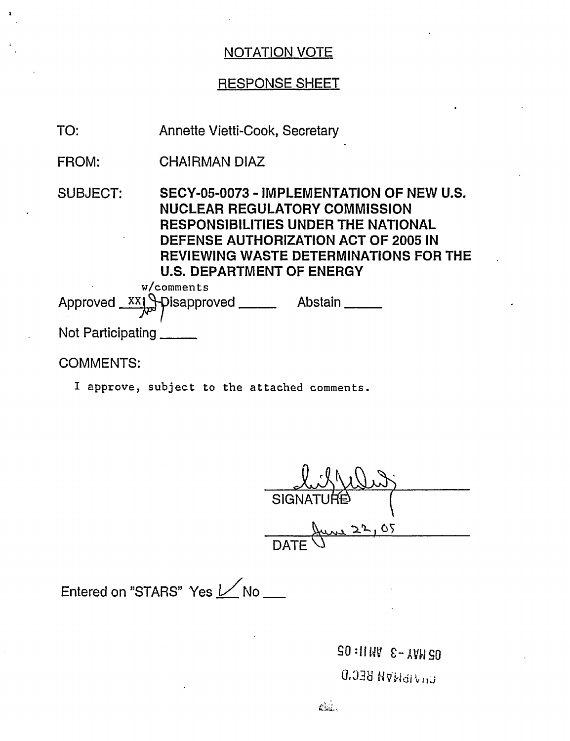NOTATION VOTE

RESPONSE SHEET

TO: Annette Vietti-Cook, Secretary

FROM: CHAIRMAN DIAZ

SUBJECT: **SECY-05-0073 - IMPLEMENTATION OF NEW U.S. NUCLEAR REGULATORY COMMISSION RESPONSIBILITIES UNDER THE NATIONAL DEFENSE AUTHORIZATION ACT OF 2005 IN REVIEWING WASTE DETERMINATIONS FOR THE U.S. DEPARTMENT OF ENERGY**

Approved XX w/comments Disapproved _____ Abstain _____

Not Participating _____

COMMENTS:

I approve, subject to the attached comments.

SIGNATURE

June 22, 05

DATE

Entered on "STARS" Yes ✓ No ___

05 MAY -3 AM 11:05

CHAIRMAN REC'D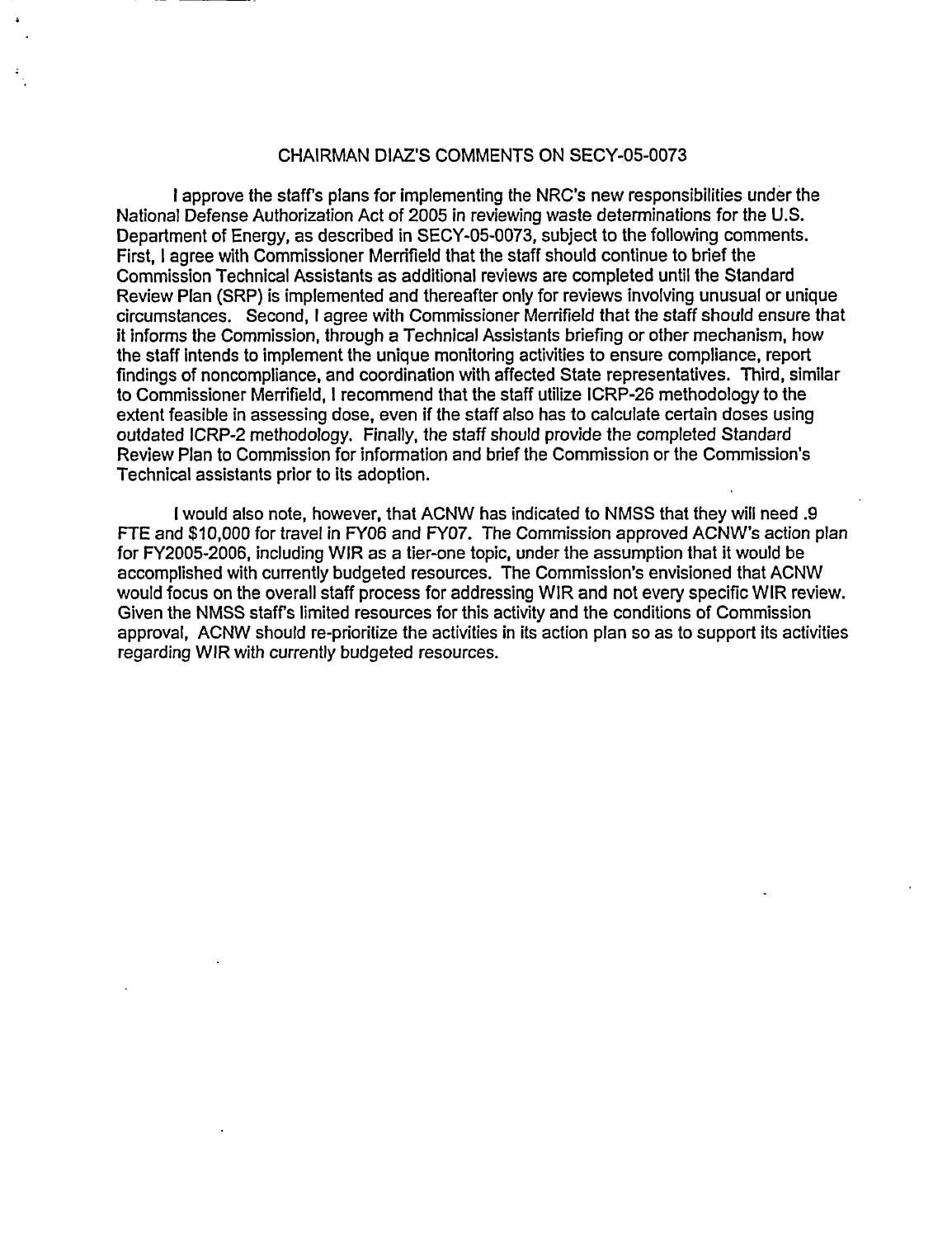## CHAIRMAN DIAZ'S COMMENTS ON SECY-05-0073

I approve the staff's plans for implementing the NRC's new responsibilities under the National Defense Authorization Act of 2005 in reviewing waste determinations for the U.S. Department of Energy, as described in SECY-05-0073, subject to the following comments. First, I agree with Commissioner Merrifield that the staff should continue to brief the Commission Technical Assistants as additional reviews are completed until the Standard Review Plan (SRP) is implemented and thereafter only for reviews involving unusual or unique circumstances. Second, I agree with Commissioner Merrifield that the staff should ensure that it informs the Commission, through a Technical Assistants briefing or other mechanism, how the staff intends to implement the unique monitoring activities to ensure compliance, report findings of noncompliance, and coordination with affected State representatives. Third, similar to Commissioner Merrifield, I recommend that the staff utilize ICRP-26 methodology to the extent feasible in assessing dose, even if the staff also has to calculate certain doses using outdated ICRP-2 methodology. Finally, the staff should provide the completed Standard Review Plan to Commission for information and brief the Commission or the Commission's Technical assistants prior to its adoption.

I would also note, however, that ACNW has indicated to NMSS that they will need .9 FTE and $10,000 for travel in FY06 and FY07. The Commission approved ACNW's action plan for FY2005-2006, including WIR as a tier-one topic, under the assumption that it would be accomplished with currently budgeted resources. The Commission's envisioned that ACNW would focus on the overall staff process for addressing WIR and not every specific WIR review. Given the NMSS staff's limited resources for this activity and the conditions of Commission approval, ACNW should re-prioritize the activities in its action plan so as to support its activities regarding WIR with currently budgeted resources.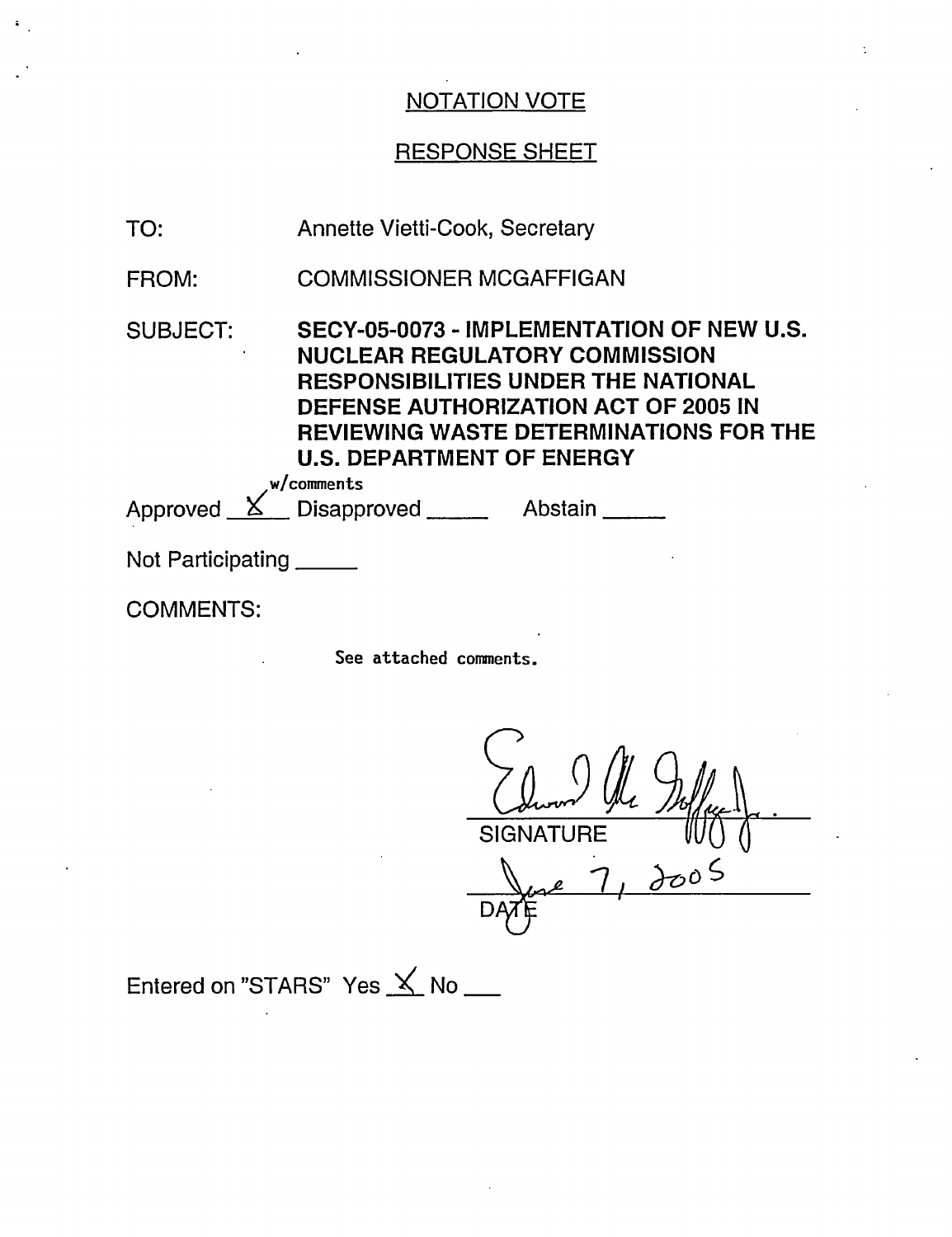## NOTATION VOTE

## RESPONSE SHEET

TO: Annette Vietti-Cook, Secretary

FROM: COMMISSIONER MCGAFFIGAN

SUBJECT: **SECY-05-0073 - IMPLEMENTATION OF NEW U.S. NUCLEAR REGULATORY COMMISSION RESPONSIBILITIES UNDER THE NATIONAL DEFENSE AUTHORIZATION ACT OF 2005 IN REVIEWING WASTE DETERMINATIONS FOR THE U.S. DEPARTMENT OF ENERGY**

Approved X w/comments Disapproved _____ Abstain _____

Not Participating _____

COMMENTS:

See attached comments.

SIGNATURE: Edward McGaffigan Jr.

DATE: June 7, 2005

Entered on "STARS" Yes X No ___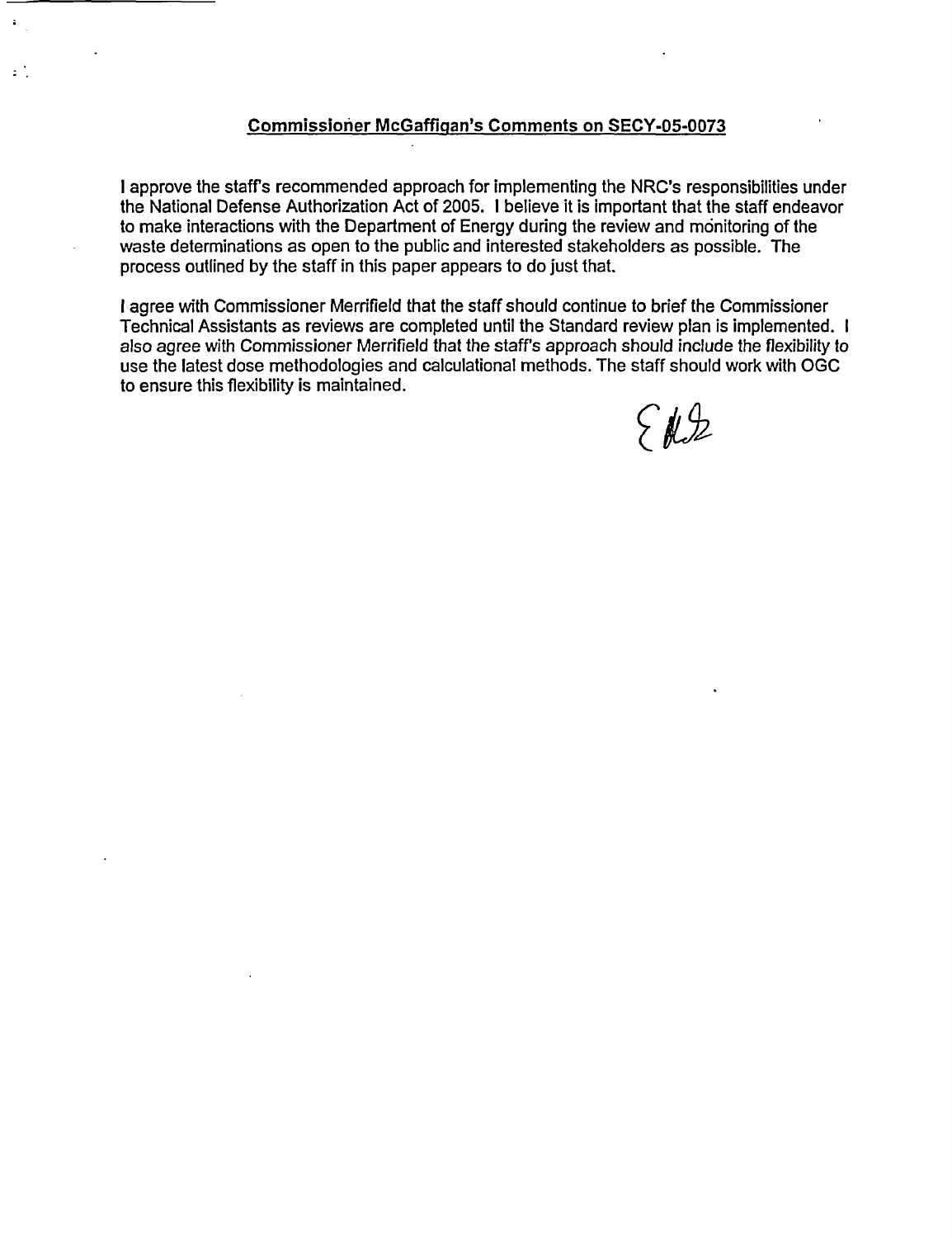**Commissioner McGaffigan's Comments on SECY-05-0073**

I approve the staff's recommended approach for implementing the NRC's responsibilities under the National Defense Authorization Act of 2005. I believe it is important that the staff endeavor to make interactions with the Department of Energy during the review and monitoring of the waste determinations as open to the public and interested stakeholders as possible. The process outlined by the staff in this paper appears to do just that.

I agree with Commissioner Merrifield that the staff should continue to brief the Commissioner Technical Assistants as reviews are completed until the Standard review plan is implemented. I also agree with Commissioner Merrifield that the staff's approach should include the flexibility to use the latest dose methodologies and calculational methods. The staff should work with OGC to ensure this flexibility is maintained.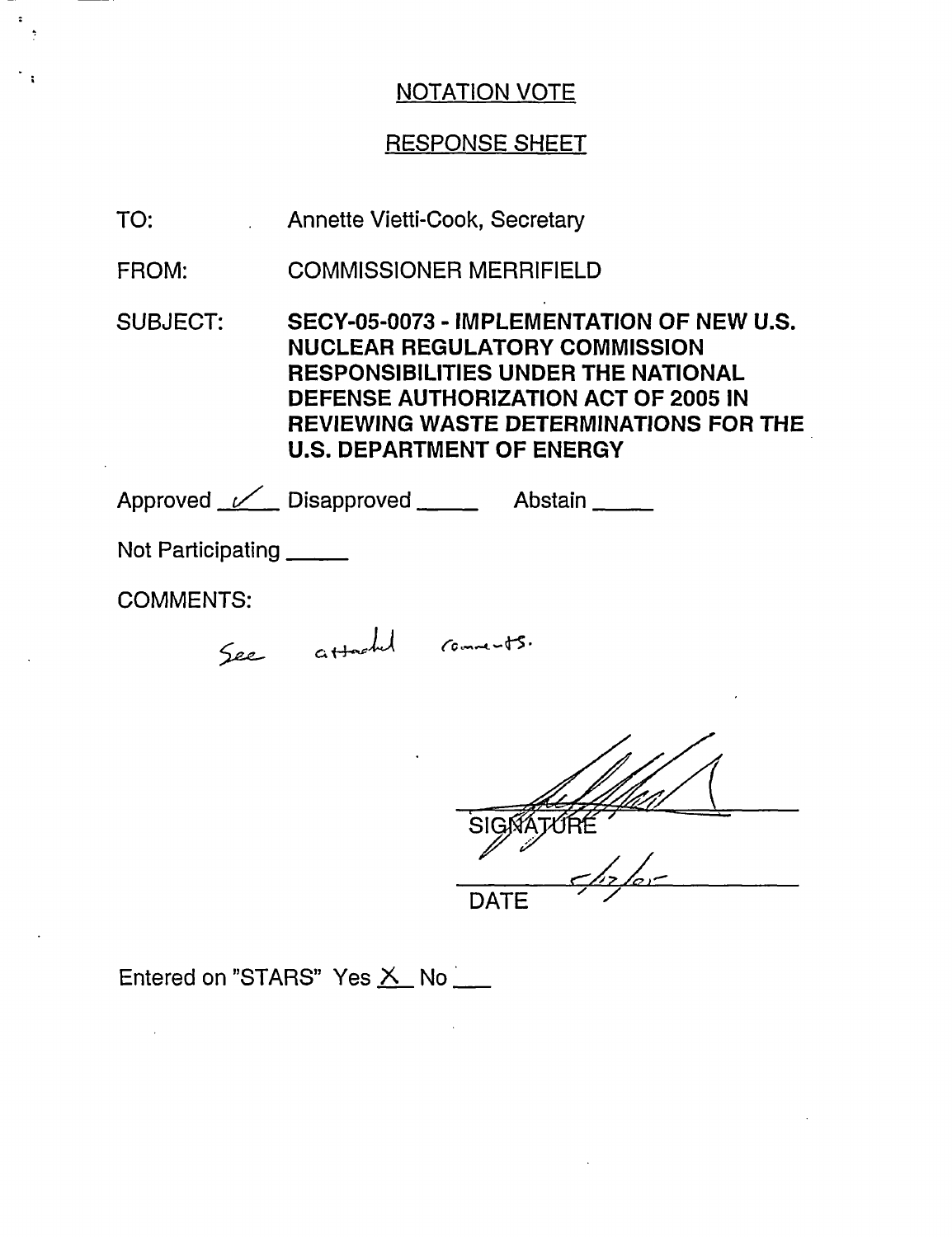## NOTATION VOTE

## RESPONSE SHEET

TO: Annette Vietti-Cook, Secretary

FROM: COMMISSIONER MERRIFIELD

SUBJECT: **SECY-05-0073 - IMPLEMENTATION OF NEW U.S. NUCLEAR REGULATORY COMMISSION RESPONSIBILITIES UNDER THE NATIONAL DEFENSE AUTHORIZATION ACT OF 2005 IN REVIEWING WASTE DETERMINATIONS FOR THE U.S. DEPARTMENT OF ENERGY**

Approved ✓ Disapproved _____ Abstain _____

Not Participating _____

COMMENTS:

See attached comments.

SIGNATURE

5/17/05

DATE

Entered on "STARS" Yes X No ___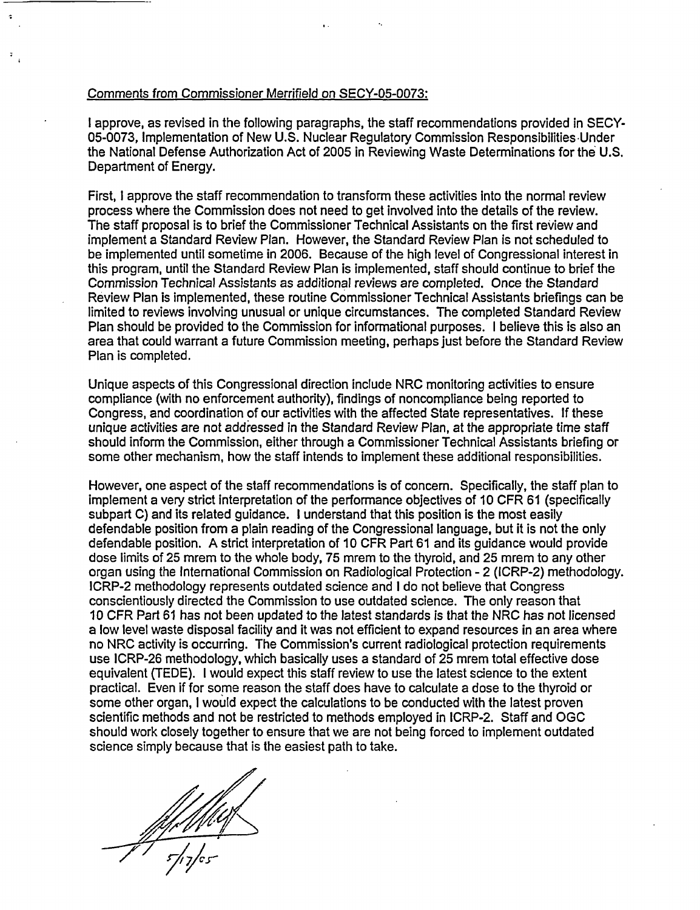Comments from Commissioner Merrifield on SECY-05-0073:

I approve, as revised in the following paragraphs, the staff recommendations provided in SECY-05-0073, Implementation of New U.S. Nuclear Regulatory Commission Responsibilities Under the National Defense Authorization Act of 2005 in Reviewing Waste Determinations for the U.S. Department of Energy.

First, I approve the staff recommendation to transform these activities into the normal review process where the Commission does not need to get involved into the details of the review. The staff proposal is to brief the Commissioner Technical Assistants on the first review and implement a Standard Review Plan. However, the Standard Review Plan is not scheduled to be implemented until sometime in 2006. Because of the high level of Congressional interest in this program, until the Standard Review Plan is implemented, staff should continue to brief the Commission Technical Assistants as additional reviews are completed. Once the Standard Review Plan is implemented, these routine Commissioner Technical Assistants briefings can be limited to reviews involving unusual or unique circumstances. The completed Standard Review Plan should be provided to the Commission for informational purposes. I believe this is also an area that could warrant a future Commission meeting, perhaps just before the Standard Review Plan is completed.

Unique aspects of this Congressional direction include NRC monitoring activities to ensure compliance (with no enforcement authority), findings of noncompliance being reported to Congress, and coordination of our activities with the affected State representatives. If these unique activities are not addressed in the Standard Review Plan, at the appropriate time staff should inform the Commission, either through a Commissioner Technical Assistants briefing or some other mechanism, how the staff intends to implement these additional responsibilities.

However, one aspect of the staff recommendations is of concern. Specifically, the staff plan to implement a very strict interpretation of the performance objectives of 10 CFR 61 (specifically subpart C) and its related guidance. I understand that this position is the most easily defendable position from a plain reading of the Congressional language, but it is not the only defendable position. A strict interpretation of 10 CFR Part 61 and its guidance would provide dose limits of 25 mrem to the whole body, 75 mrem to the thyroid, and 25 mrem to any other organ using the International Commission on Radiological Protection - 2 (ICRP-2) methodology. ICRP-2 methodology represents outdated science and I do not believe that Congress conscientiously directed the Commission to use outdated science. The only reason that 10 CFR Part 61 has not been updated to the latest standards is that the NRC has not licensed a low level waste disposal facility and it was not efficient to expand resources in an area where no NRC activity is occurring. The Commission's current radiological protection requirements use ICRP-26 methodology, which basically uses a standard of 25 mrem total effective dose equivalent (TEDE). I would expect this staff review to use the latest science to the extent practical. Even if for some reason the staff does have to calculate a dose to the thyroid or some other organ, I would expect the calculations to be conducted with the latest proven scientific methods and not be restricted to methods employed in ICRP-2. Staff and OGC should work closely together to ensure that we are not being forced to implement outdated science simply because that is the easiest path to take.

5/17/05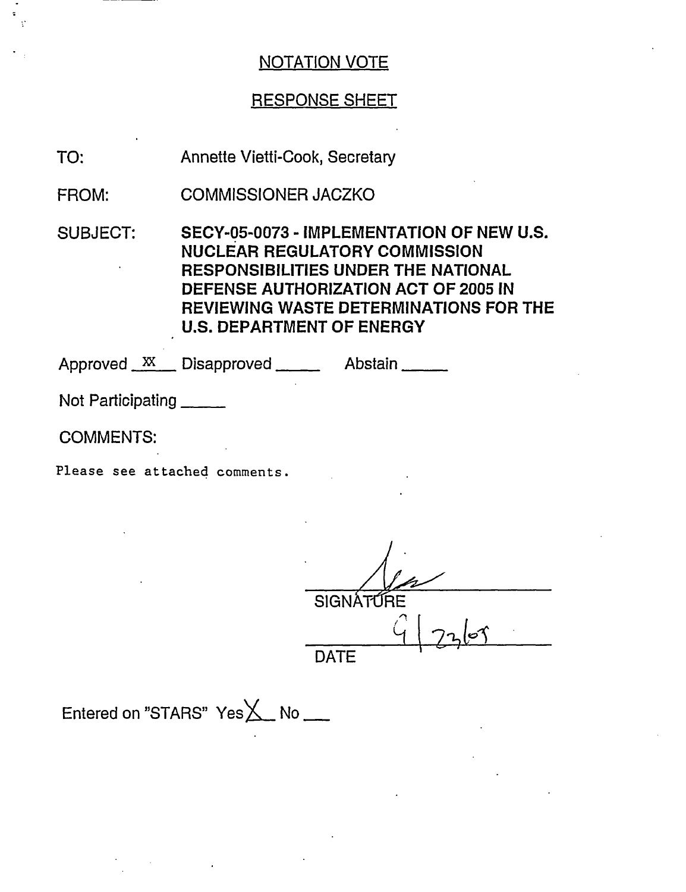NOTATION VOTE

RESPONSE SHEET

TO: Annette Vietti-Cook, Secretary

FROM: COMMISSIONER JACZKO

SUBJECT: **SECY-05-0073 - IMPLEMENTATION OF NEW U.S. NUCLEAR REGULATORY COMMISSION RESPONSIBILITIES UNDER THE NATIONAL DEFENSE AUTHORIZATION ACT OF 2005 IN REVIEWING WASTE DETERMINATIONS FOR THE U.S. DEPARTMENT OF ENERGY**

Approved XX Disapproved \_\_\_\_\_ Abstain \_\_\_\_\_

Not Participating \_\_\_\_\_

COMMENTS:

Please see attached comments.

SIGNATURE

9/23/05

DATE

Entered on "STARS" Yes X No \_\_\_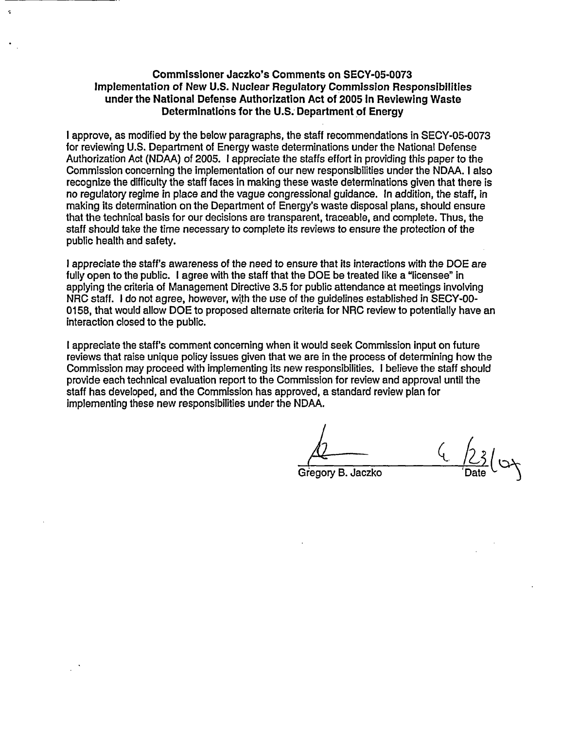**Commissioner Jaczko's Comments on SECY-05-0073**
**Implementation of New U.S. Nuclear Regulatory Commission Responsibilities under the National Defense Authorization Act of 2005 in Reviewing Waste Determinations for the U.S. Department of Energy**

I approve, as modified by the below paragraphs, the staff recommendations in SECY-05-0073 for reviewing U.S. Department of Energy waste determinations under the National Defense Authorization Act (NDAA) of 2005. I appreciate the staffs effort in providing this paper to the Commission concerning the implementation of our new responsibilities under the NDAA. I also recognize the difficulty the staff faces in making these waste determinations given that there is no regulatory regime in place and the vague congressional guidance. In addition, the staff, in making its determination on the Department of Energy's waste disposal plans, should ensure that the technical basis for our decisions are transparent, traceable, and complete. Thus, the staff should take the time necessary to complete its reviews to ensure the protection of the public health and safety.

I appreciate the staff's awareness of the need to ensure that its interactions with the DOE are fully open to the public. I agree with the staff that the DOE be treated like a "licensee" in applying the criteria of Management Directive 3.5 for public attendance at meetings involving NRC staff. I do not agree, however, with the use of the guidelines established in SECY-00-0158, that would allow DOE to proposed alternate criteria for NRC review to potentially have an interaction closed to the public.

I appreciate the staff's comment concerning when it would seek Commission input on future reviews that raise unique policy issues given that we are in the process of determining how the Commission may proceed with implementing its new responsibilities. I believe the staff should provide each technical evaluation report to the Commission for review and approval until the staff has developed, and the Commission has approved, a standard review plan for implementing these new responsibilities under the NDAA.

Gregory B. Jaczko — Date: 6/23/05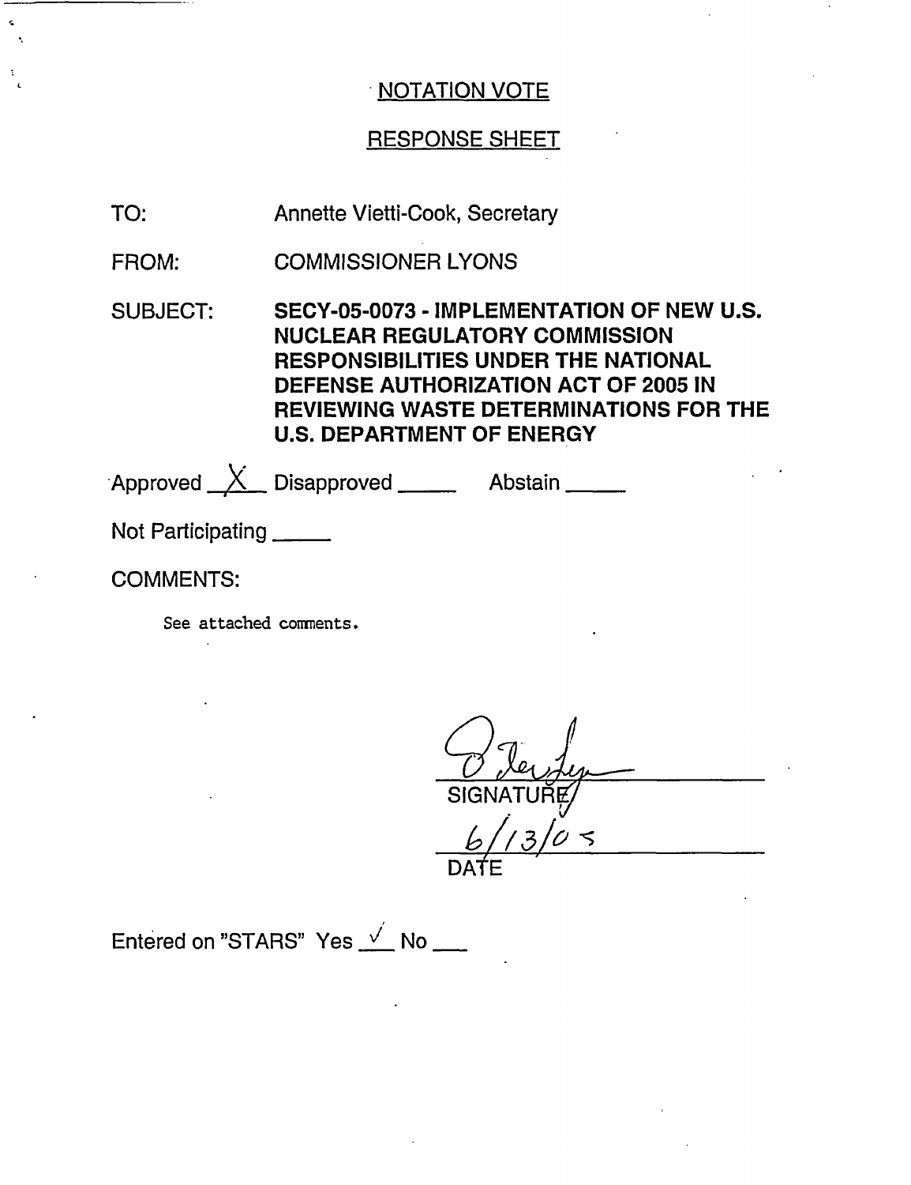NOTATION VOTE

RESPONSE SHEET

TO: Annette Vietti-Cook, Secretary

FROM: COMMISSIONER LYONS

SUBJECT: **SECY-05-0073 - IMPLEMENTATION OF NEW U.S. NUCLEAR REGULATORY COMMISSION RESPONSIBILITIES UNDER THE NATIONAL DEFENSE AUTHORIZATION ACT OF 2005 IN REVIEWING WASTE DETERMINATIONS FOR THE U.S. DEPARTMENT OF ENERGY**

Approved X Disapproved _____ Abstain _____

Not Participating _____

COMMENTS:

See attached comments.

SIGNATURE

6/13/05

DATE

Entered on "STARS" Yes ✓ No ___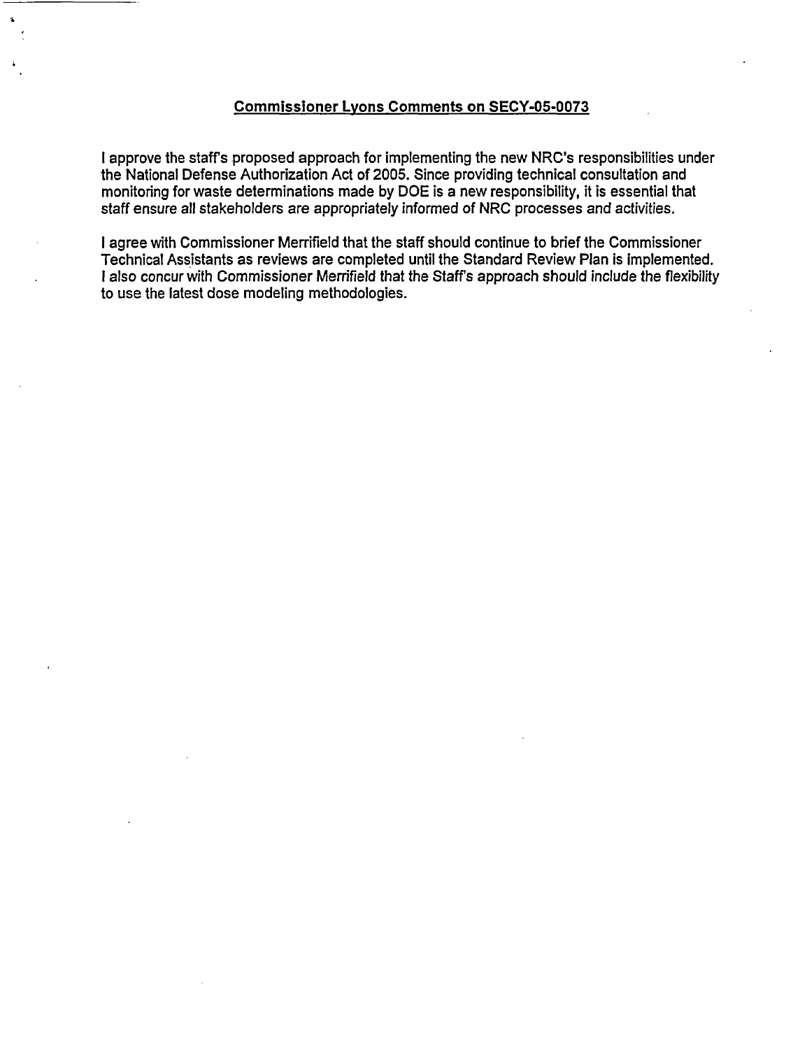## Commissioner Lyons Comments on SECY-05-0073

I approve the staff's proposed approach for implementing the new NRC's responsibilities under the National Defense Authorization Act of 2005. Since providing technical consultation and monitoring for waste determinations made by DOE is a new responsibility, it is essential that staff ensure all stakeholders are appropriately informed of NRC processes and activities.

I agree with Commissioner Merrifield that the staff should continue to brief the Commissioner Technical Assistants as reviews are completed until the Standard Review Plan is implemented. I also concur with Commissioner Merrifield that the Staff's approach should include the flexibility to use the latest dose modeling methodologies.